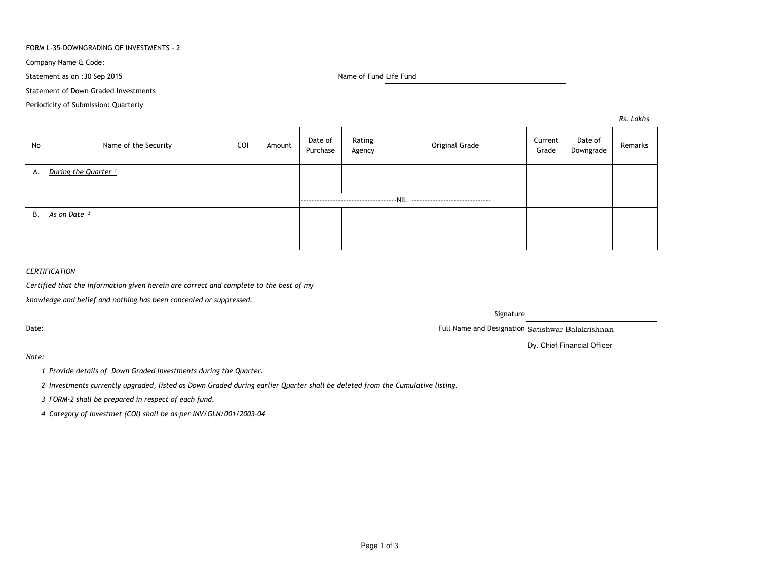FORM L-35-DOWNGRADING OF INVESTMENTS - 2

Company Name & Code:

Statement as on :30 Sep 2015

Name of Fund Life Fund

Statement of Down Graded Investments

Periodicity of Submission: Quarterly

*Rs. Lakhs*

| No | Name of the Security | COI | Amount | Date of Purchase | Rating Agency | Original Grade | Current Grade | Date of Downgrade | Remarks |
|---|---|---|---|---|---|---|---|---|---|
| A. | *During the Quarter* [1] | | | | | | | | |
| | | | | | | | | | |
| | | | | ------------------------------------NIL ----------------------------- | | | | | |
| B. | *As on Date* [2] | | | | | | | | |
| | | | | | | | | | |
| | | | | | | | | | |

*CERTIFICATION*

*Certified that the information given herein are correct and complete to the best of my knowledge and belief and nothing has been concealed or suppressed.*

Signature

Date:

Full Name and Designation Satishwar Balakrishnan

Dy. Chief Financial Officer

*Note:*

1. *Provide details of Down Graded Investments during the Quarter.*
2. *Investments currently upgraded, listed as Down Graded during earlier Quarter shall be deleted from the Cumulative listing.*
3. *FORM-2 shall be prepared in respect of each fund.*
4. *Category of Investmet (COI) shall be as per INV/GLN/001/2003-04*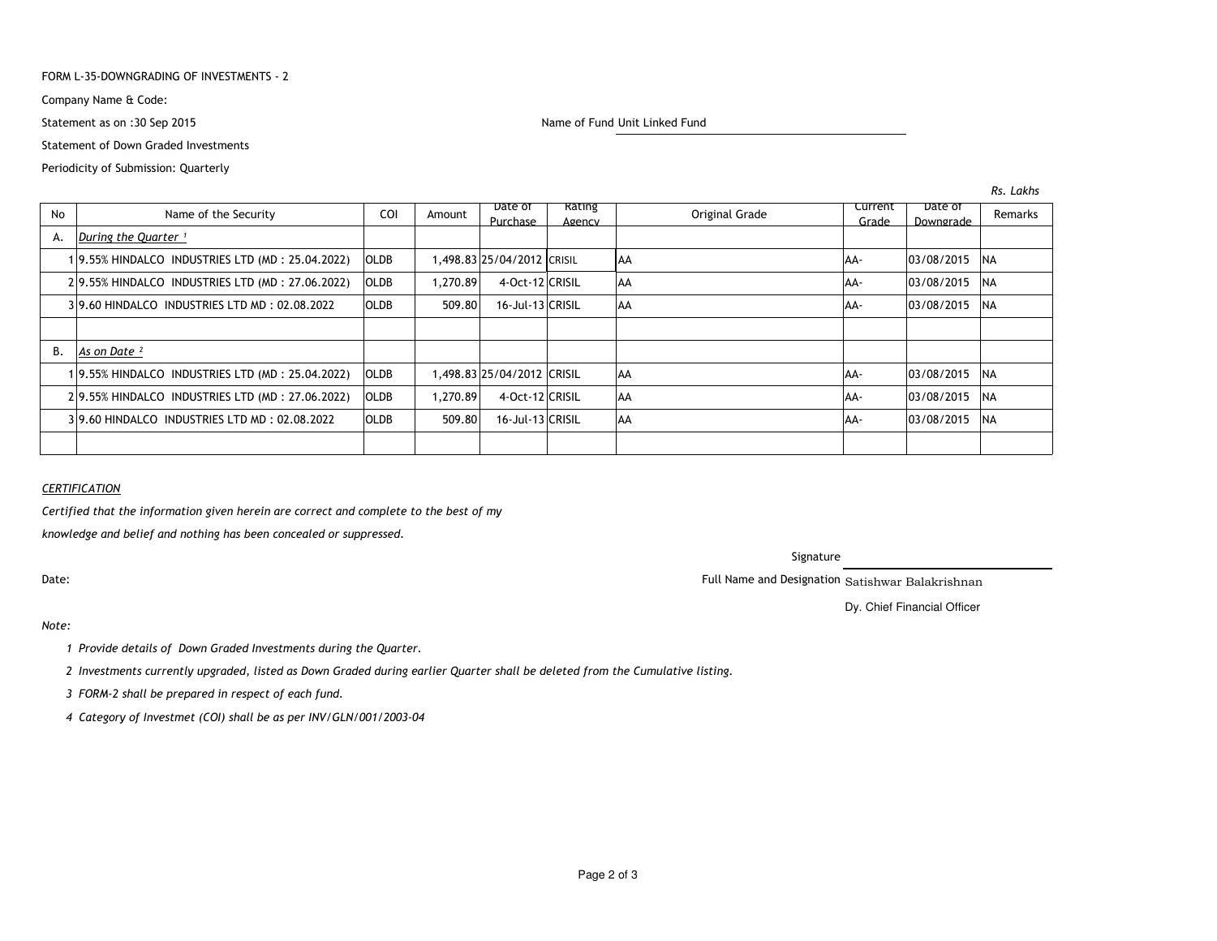FORM L-35-DOWNGRADING OF INVESTMENTS - 2

Company Name & Code:

Statement as on :30 Sep 2015

Name of Fund Unit Linked Fund

Statement of Down Graded Investments

Periodicity of Submission: Quarterly

*Rs. Lakhs*

| No | Name of the Security | COI | Amount | Date of Purchase | Rating Agency | Original Grade | Current Grade | Date of Downgrade | Remarks |
|---|---|---|---|---|---|---|---|---|---|
| A. | *During the Quarter [1]* | | | | | | | | |
| 1 | 9.55% HINDALCO INDUSTRIES LTD (MD : 25.04.2022) | OLDB | 1,498.83 | 25/04/2012 | CRISIL | AA | AA- | 03/08/2015 | NA |
| 2 | 9.55% HINDALCO INDUSTRIES LTD (MD : 27.06.2022) | OLDB | 1,270.89 | 4-Oct-12 | CRISIL | AA | AA- | 03/08/2015 | NA |
| 3 | 9.60 HINDALCO INDUSTRIES LTD MD : 02.08.2022 | OLDB | 509.80 | 16-Jul-13 | CRISIL | AA | AA- | 03/08/2015 | NA |
| | | | | | | | | | |
| B. | *As on Date [2]* | | | | | | | | |
| 1 | 9.55% HINDALCO INDUSTRIES LTD (MD : 25.04.2022) | OLDB | 1,498.83 | 25/04/2012 | CRISIL | AA | AA- | 03/08/2015 | NA |
| 2 | 9.55% HINDALCO INDUSTRIES LTD (MD : 27.06.2022) | OLDB | 1,270.89 | 4-Oct-12 | CRISIL | AA | AA- | 03/08/2015 | NA |
| 3 | 9.60 HINDALCO INDUSTRIES LTD MD : 02.08.2022 | OLDB | 509.80 | 16-Jul-13 | CRISIL | AA | AA- | 03/08/2015 | NA |
| | | | | | | | | | |

*CERTIFICATION*

*Certified that the information given herein are correct and complete to the best of my knowledge and belief and nothing has been concealed or suppressed.*

Signature

Date:

Full Name and Designation Satishwar Balakrishnan

Dy. Chief Financial Officer

*Note:*

1. *Provide details of Down Graded Investments during the Quarter.*
2. *Investments currently upgraded, listed as Down Graded during earlier Quarter shall be deleted from the Cumulative listing.*
3. *FORM-2 shall be prepared in respect of each fund.*
4. *Category of Investmet (COI) shall be as per INV/GLN/001/2003-04*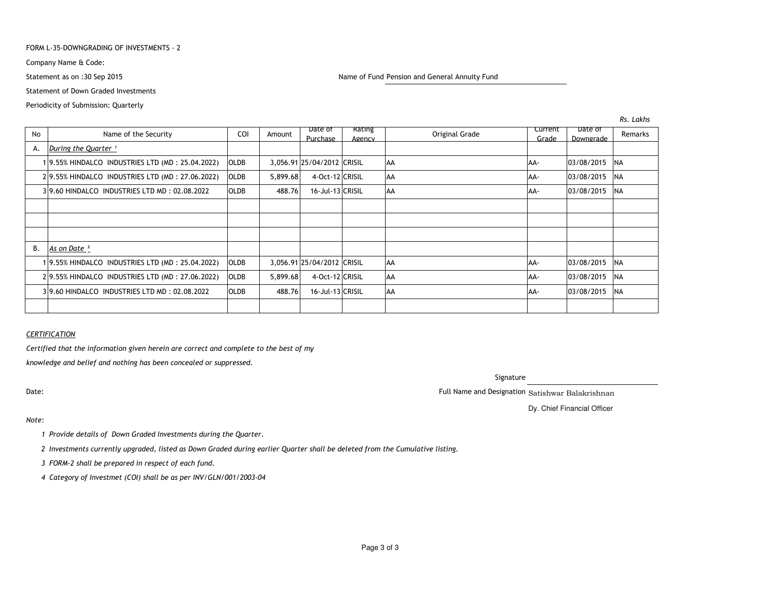FORM L-35-DOWNGRADING OF INVESTMENTS - 2

Company Name & Code:

Statement as on :30 Sep 2015

Name of Fund Pension and General Annuity Fund

Statement of Down Graded Investments

Periodicity of Submission: Quarterly

*Rs. Lakhs*

| No | Name of the Security | COI | Amount | Date of Purchase | Rating Agency | Original Grade | Current Grade | Date of Downgrade | Remarks |
|---|---|---|---|---|---|---|---|---|---|
| A. | *During the Quarter* [1] | | | | | | | | |
| 1 | 9.55% HINDALCO INDUSTRIES LTD (MD : 25.04.2022) | OLDB | 3,056.91 | 25/04/2012 | CRISIL | AA | AA- | 03/08/2015 | NA |
| 2 | 9.55% HINDALCO INDUSTRIES LTD (MD : 27.06.2022) | OLDB | 5,899.68 | 4-Oct-12 | CRISIL | AA | AA- | 03/08/2015 | NA |
| 3 | 9.60 HINDALCO INDUSTRIES LTD MD : 02.08.2022 | OLDB | 488.76 | 16-Jul-13 | CRISIL | AA | AA- | 03/08/2015 | NA |
| | | | | | | | | | |
| | | | | | | | | | |
| | | | | | | | | | |
| B. | *As on Date* [2] | | | | | | | | |
| 1 | 9.55% HINDALCO INDUSTRIES LTD (MD : 25.04.2022) | OLDB | 3,056.91 | 25/04/2012 | CRISIL | AA | AA- | 03/08/2015 | NA |
| 2 | 9.55% HINDALCO INDUSTRIES LTD (MD : 27.06.2022) | OLDB | 5,899.68 | 4-Oct-12 | CRISIL | AA | AA- | 03/08/2015 | NA |
| 3 | 9.60 HINDALCO INDUSTRIES LTD MD : 02.08.2022 | OLDB | 488.76 | 16-Jul-13 | CRISIL | AA | AA- | 03/08/2015 | NA |
| | | | | | | | | | |

*CERTIFICATION*

*Certified that the information given herein are correct and complete to the best of my knowledge and belief and nothing has been concealed or suppressed.*

Signature

Date:

Full Name and Designation Satishwar Balakrishnan

Dy. Chief Financial Officer

*Note:*

1. *Provide details of Down Graded Investments during the Quarter.*
2. *Investments currently upgraded, listed as Down Graded during earlier Quarter shall be deleted from the Cumulative listing.*
3. *FORM-2 shall be prepared in respect of each fund.*
4. *Category of Investmet (COI) shall be as per INV/GLN/001/2003-04*